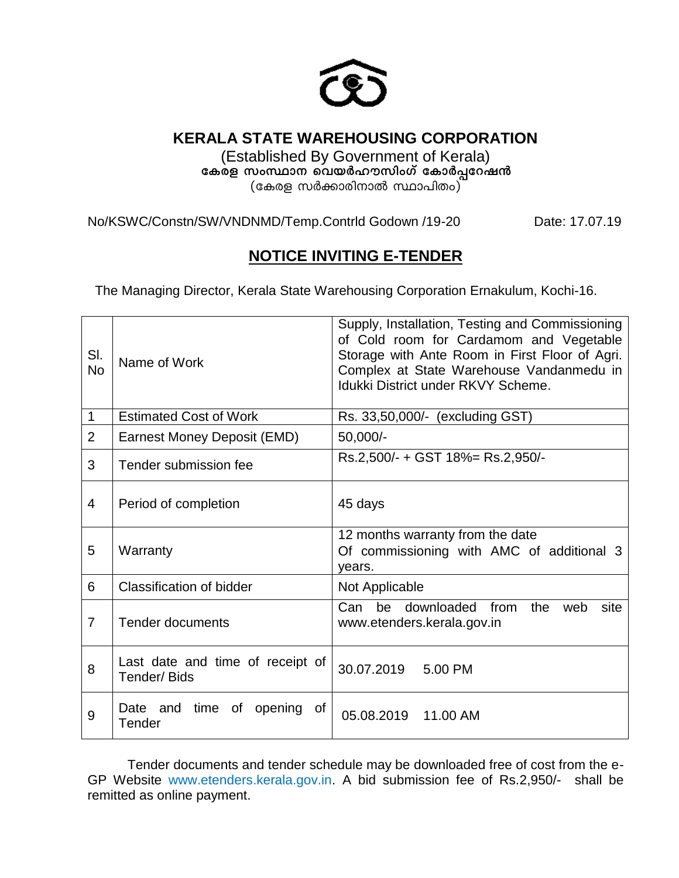# KERALA STATE WAREHOUSING CORPORATION

(Established By Government of Kerala)

**കേരള സംസ്ഥാന വെയർഹൗസിംഗ് കോർപ്പറേഷൻ**

(കേരള സർക്കാരിനാൽ സ്ഥാപിതം)

No/KSWC/Constn/SW/VNDNMD/Temp.Contrld Godown /19-20 Date: 17.07.19

## NOTICE INVITING E-TENDER

The Managing Director, Kerala State Warehousing Corporation Ernakulum, Kochi-16.

| Sl. No | Name of Work | Supply, Installation, Testing and Commissioning of Cold room for Cardamom and Vegetable Storage with Ante Room in First Floor of Agri. Complex at State Warehouse Vandanmedu in Idukki District under RKVY Scheme. |
|---|---|---|
| 1 | Estimated Cost of Work | Rs. 33,50,000/- (excluding GST) |
| 2 | Earnest Money Deposit (EMD) | 50,000/- |
| 3 | Tender submission fee | Rs.2,500/- + GST 18%= Rs.2,950/- |
| 4 | Period of completion | 45 days |
| 5 | Warranty | 12 months warranty from the date Of commissioning with AMC of additional 3 years. |
| 6 | Classification of bidder | Not Applicable |
| 7 | Tender documents | Can be downloaded from the web site www.etenders.kerala.gov.in |
| 8 | Last date and time of receipt of Tender/ Bids | 30.07.2019 5.00 PM |
| 9 | Date and time of opening of Tender | 05.08.2019 11.00 AM |

Tender documents and tender schedule may be downloaded free of cost from the e-GP Website www.etenders.kerala.gov.in. A bid submission fee of Rs.2,950/- shall be remitted as online payment.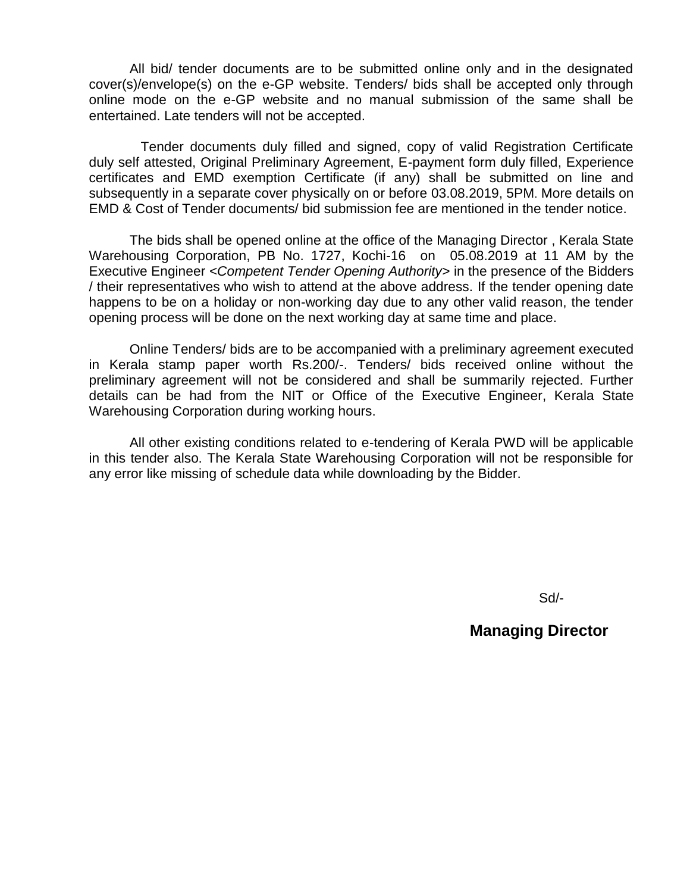All bid/ tender documents are to be submitted online only and in the designated cover(s)/envelope(s) on the e-GP website. Tenders/ bids shall be accepted only through online mode on the e-GP website and no manual submission of the same shall be entertained. Late tenders will not be accepted.

Tender documents duly filled and signed, copy of valid Registration Certificate duly self attested, Original Preliminary Agreement, E-payment form duly filled, Experience certificates and EMD exemption Certificate (if any) shall be submitted on line and subsequently in a separate cover physically on or before 03.08.2019, 5PM. More details on EMD & Cost of Tender documents/ bid submission fee are mentioned in the tender notice.

The bids shall be opened online at the office of the Managing Director , Kerala State Warehousing Corporation, PB No. 1727, Kochi-16 on 05.08.2019 at 11 AM by the Executive Engineer <*Competent Tender Opening Authority*> in the presence of the Bidders / their representatives who wish to attend at the above address. If the tender opening date happens to be on a holiday or non-working day due to any other valid reason, the tender opening process will be done on the next working day at same time and place.

Online Tenders/ bids are to be accompanied with a preliminary agreement executed in Kerala stamp paper worth Rs.200/-. Tenders/ bids received online without the preliminary agreement will not be considered and shall be summarily rejected. Further details can be had from the NIT or Office of the Executive Engineer, Kerala State Warehousing Corporation during working hours.

All other existing conditions related to e-tendering of Kerala PWD will be applicable in this tender also. The Kerala State Warehousing Corporation will not be responsible for any error like missing of schedule data while downloading by the Bidder.

Sd/-

**Managing Director**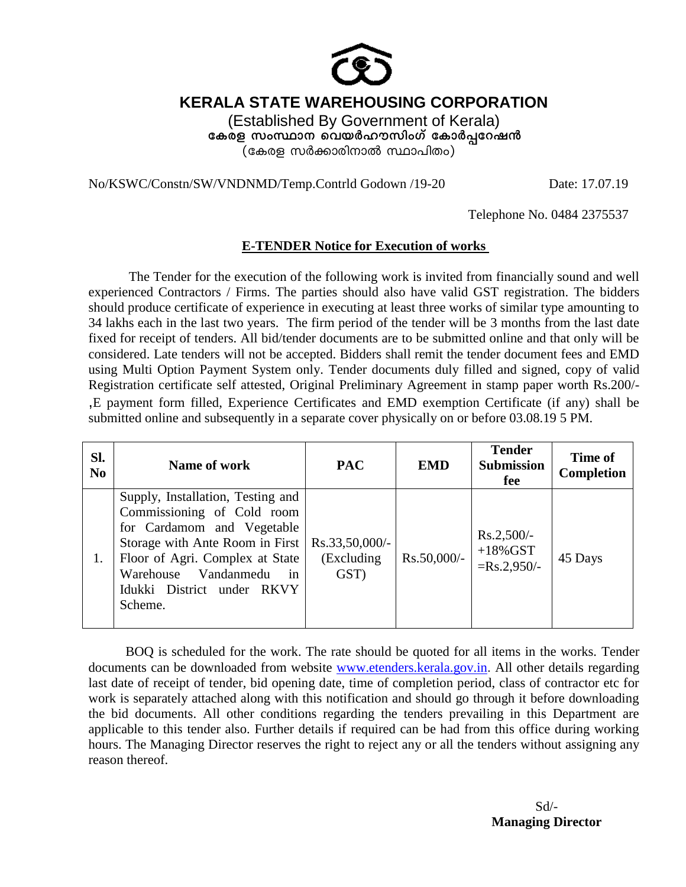# KERALA STATE WAREHOUSING CORPORATION

(Established By Government of Kerala)

**കേരള സംസ്ഥാന വെയർഹൗസിംഗ് കോർപ്പറേഷൻ**

(കേരള സർക്കാരിനാൽ സ്ഥാപിതം)

No/KSWC/Constn/SW/VNDNMD/Temp.Contrld Godown /19-20 Date: 17.07.19

Telephone No. 0484 2375537

## E-TENDER Notice for Execution of works

The Tender for the execution of the following work is invited from financially sound and well experienced Contractors / Firms. The parties should also have valid GST registration. The bidders should produce certificate of experience in executing at least three works of similar type amounting to 34 lakhs each in the last two years. The firm period of the tender will be 3 months from the last date fixed for receipt of tenders. All bid/tender documents are to be submitted online and that only will be considered. Late tenders will not be accepted. Bidders shall remit the tender document fees and EMD using Multi Option Payment System only. Tender documents duly filled and signed, copy of valid Registration certificate self attested, Original Preliminary Agreement in stamp paper worth Rs.200/- ,E payment form filled, Experience Certificates and EMD exemption Certificate (if any) shall be submitted online and subsequently in a separate cover physically on or before 03.08.19 5 PM.

| Sl. No | Name of work | PAC | EMD | Tender Submission fee | Time of Completion |
|---|---|---|---|---|---|
| 1. | Supply, Installation, Testing and Commissioning of Cold room for Cardamom and Vegetable Storage with Ante Room in First Floor of Agri. Complex at State Warehouse Vandanmedu in Idukki District under RKVY Scheme. | Rs.33,50,000/- (Excluding GST) | Rs.50,000/- | Rs.2,500/- +18%GST =Rs.2,950/- | 45 Days |

BOQ is scheduled for the work. The rate should be quoted for all items in the works. Tender documents can be downloaded from website www.etenders.kerala.gov.in. All other details regarding last date of receipt of tender, bid opening date, time of completion period, class of contractor etc for work is separately attached along with this notification and should go through it before downloading the bid documents. All other conditions regarding the tenders prevailing in this Department are applicable to this tender also. Further details if required can be had from this office during working hours. The Managing Director reserves the right to reject any or all the tenders without assigning any reason thereof.

Sd/-

**Managing Director**